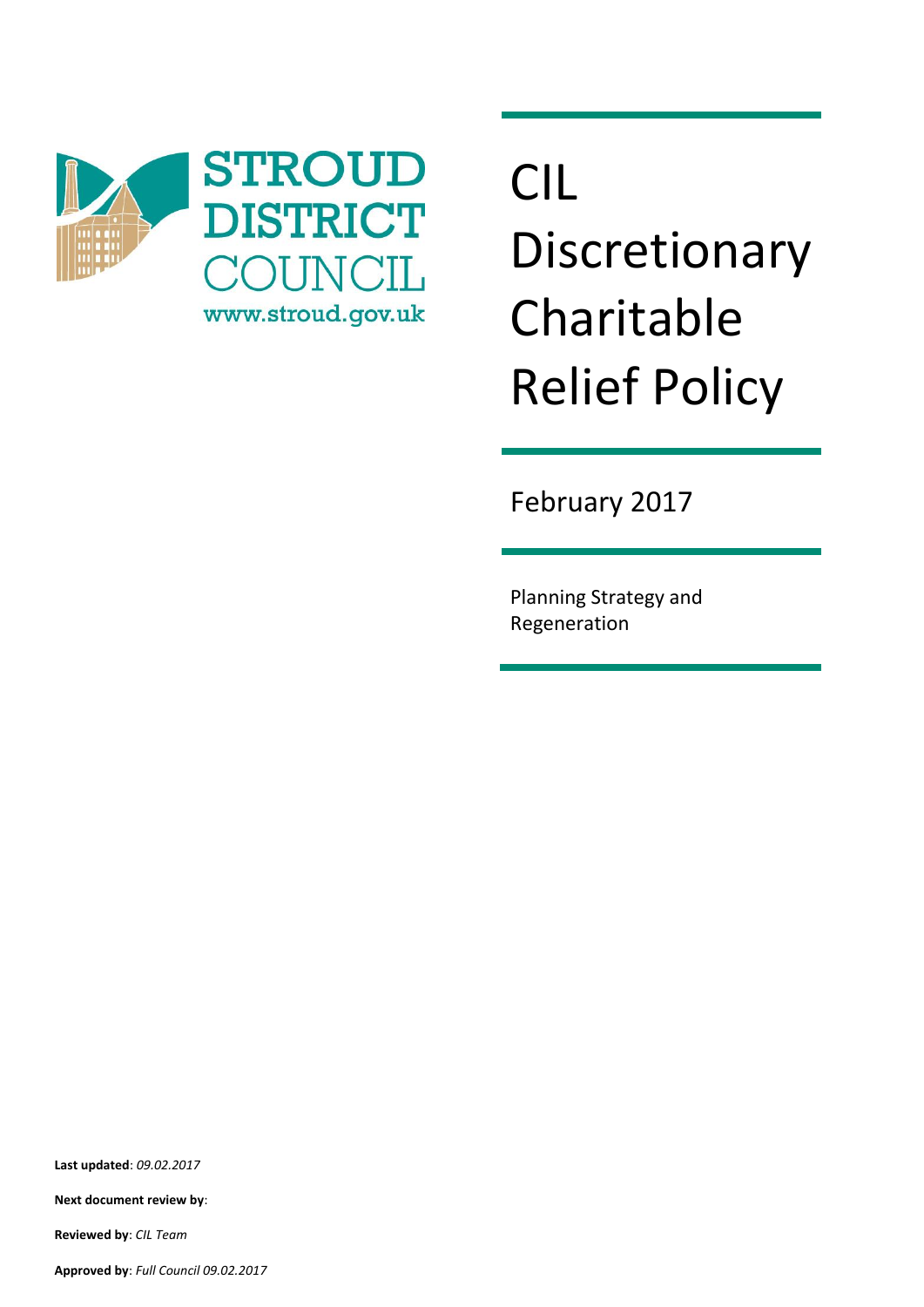STROUD DISTRICT COUNCIL
www.stroud.gov.uk

# CIL Discretionary Charitable Relief Policy

February 2017

Planning Strategy and Regeneration

**Last updated**: *09.02.2017*

**Next document review by**:

**Reviewed by**: *CIL Team*

**Approved by**: *Full Council 09.02.2017*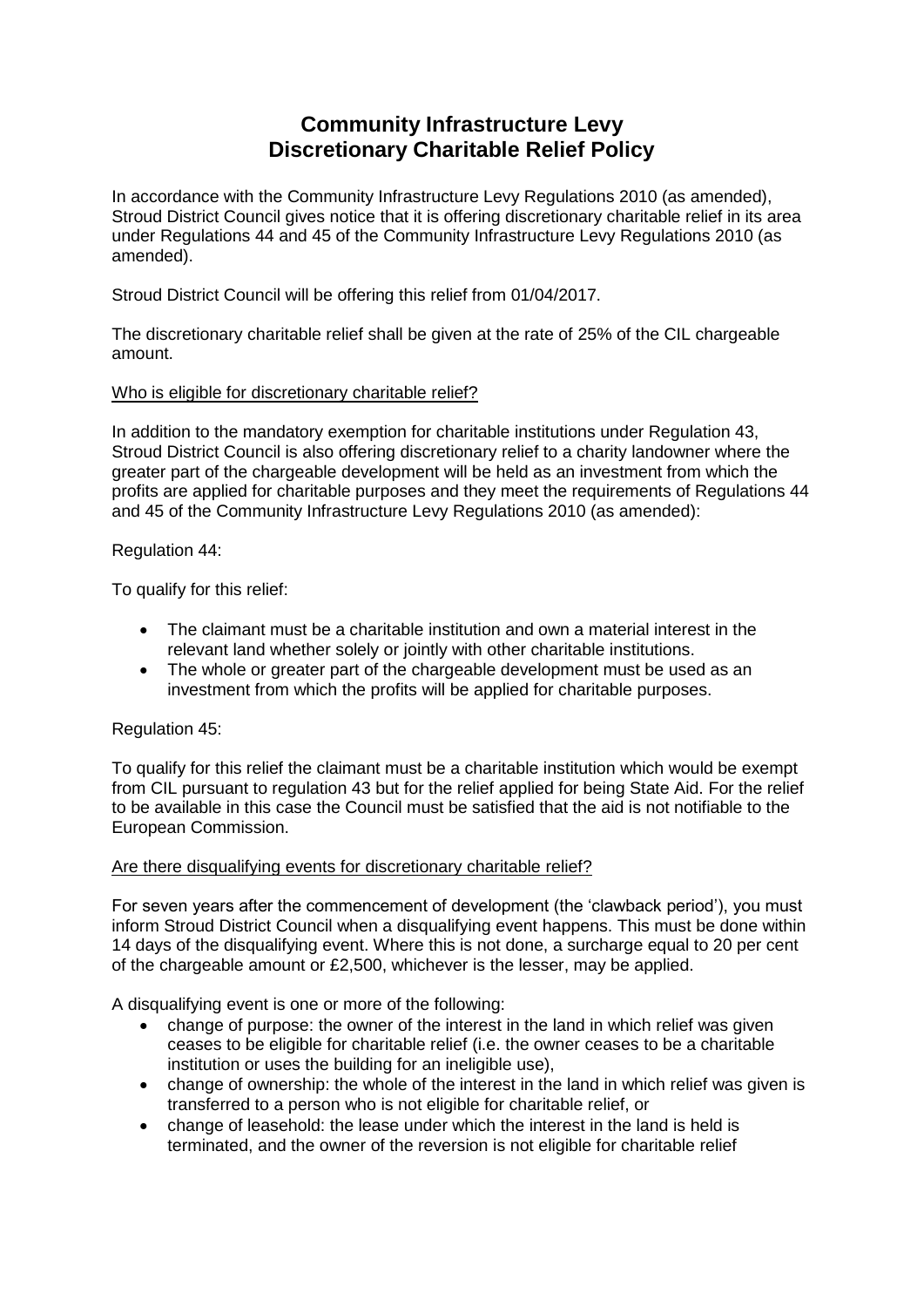# Community Infrastructure Levy Discretionary Charitable Relief Policy

In accordance with the Community Infrastructure Levy Regulations 2010 (as amended), Stroud District Council gives notice that it is offering discretionary charitable relief in its area under Regulations 44 and 45 of the Community Infrastructure Levy Regulations 2010 (as amended).

Stroud District Council will be offering this relief from 01/04/2017.

The discretionary charitable relief shall be given at the rate of 25% of the CIL chargeable amount.

<u>Who is eligible for discretionary charitable relief?</u>

In addition to the mandatory exemption for charitable institutions under Regulation 43, Stroud District Council is also offering discretionary relief to a charity landowner where the greater part of the chargeable development will be held as an investment from which the profits are applied for charitable purposes and they meet the requirements of Regulations 44 and 45 of the Community Infrastructure Levy Regulations 2010 (as amended):

Regulation 44:

To qualify for this relief:

- The claimant must be a charitable institution and own a material interest in the relevant land whether solely or jointly with other charitable institutions.
- The whole or greater part of the chargeable development must be used as an investment from which the profits will be applied for charitable purposes.

Regulation 45:

To qualify for this relief the claimant must be a charitable institution which would be exempt from CIL pursuant to regulation 43 but for the relief applied for being State Aid. For the relief to be available in this case the Council must be satisfied that the aid is not notifiable to the European Commission.

<u>Are there disqualifying events for discretionary charitable relief?</u>

For seven years after the commencement of development (the 'clawback period'), you must inform Stroud District Council when a disqualifying event happens. This must be done within 14 days of the disqualifying event. Where this is not done, a surcharge equal to 20 per cent of the chargeable amount or £2,500, whichever is the lesser, may be applied.

A disqualifying event is one or more of the following:

- change of purpose: the owner of the interest in the land in which relief was given ceases to be eligible for charitable relief (i.e. the owner ceases to be a charitable institution or uses the building for an ineligible use),
- change of ownership: the whole of the interest in the land in which relief was given is transferred to a person who is not eligible for charitable relief, or
- change of leasehold: the lease under which the interest in the land is held is terminated, and the owner of the reversion is not eligible for charitable relief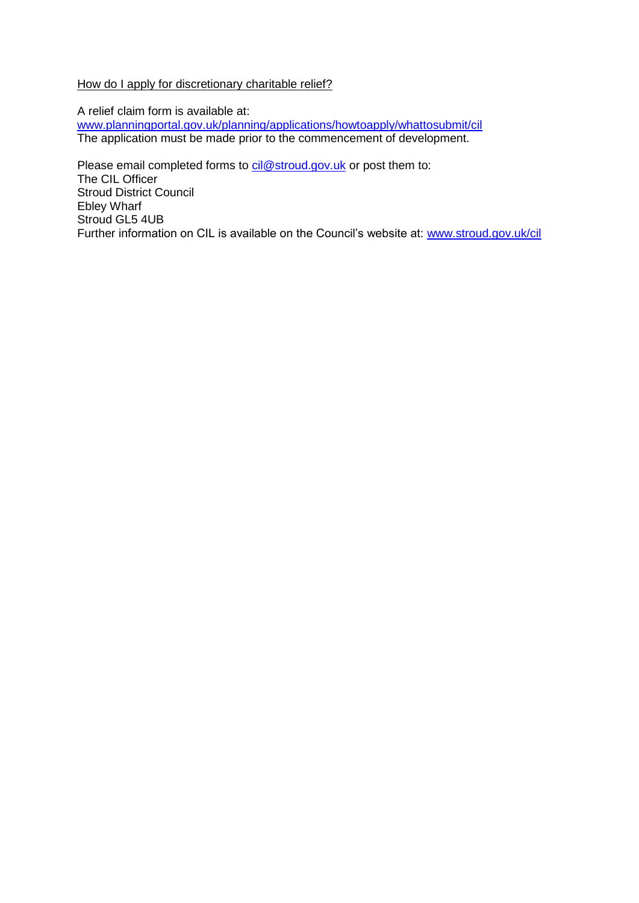How do I apply for discretionary charitable relief?

A relief claim form is available at:
[www.planningportal.gov.uk/planning/applications/howtoapply/whattosubmit/cil](http://www.planningportal.gov.uk/planning/applications/howtoapply/whattosubmit/cil)
The application must be made prior to the commencement of development.

Please email completed forms to [cil@stroud.gov.uk](mailto:cil@stroud.gov.uk) or post them to:
The CIL Officer
Stroud District Council
Ebley Wharf
Stroud GL5 4UB
Further information on CIL is available on the Council's website at: [www.stroud.gov.uk/cil](http://www.stroud.gov.uk/cil)